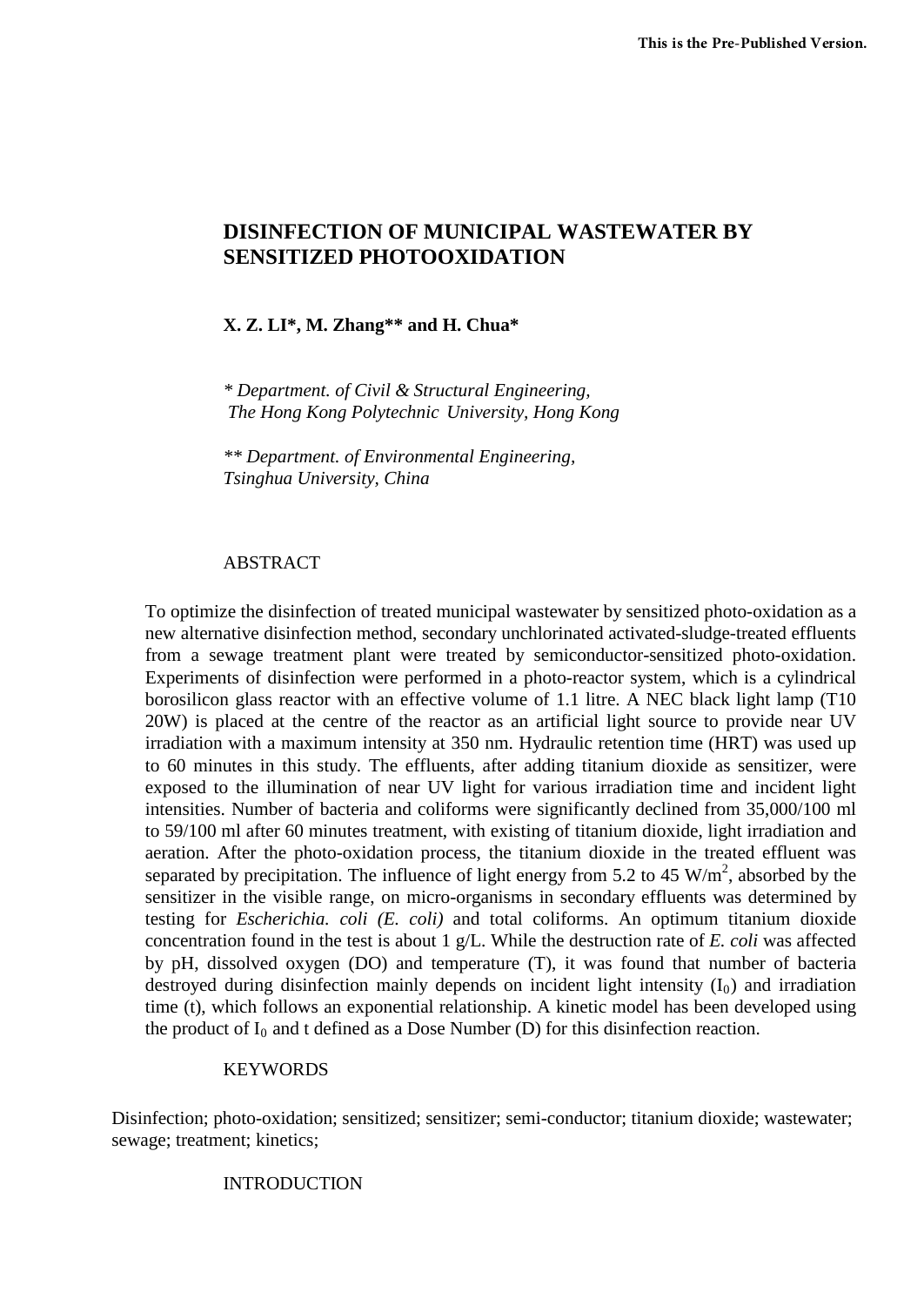# DISINFECTION OF MUNICIPAL WASTEWATER BY SENSITIZED PHOTOOXIDATION

**X. Z. LI\*, M. Zhang\*\* and H. Chua\***

*\* Department. of Civil & Structural Engineering, The Hong Kong Polytechnic University, Hong Kong*

*\*\* Department. of Environmental Engineering, Tsinghua University, China*

## ABSTRACT

To optimize the disinfection of treated municipal wastewater by sensitized photo-oxidation as a new alternative disinfection method, secondary unchlorinated activated-sludge-treated effluents from a sewage treatment plant were treated by semiconductor-sensitized photo-oxidation. Experiments of disinfection were performed in a photo-reactor system, which is a cylindrical borosilicon glass reactor with an effective volume of 1.1 litre. A NEC black light lamp (T10 20W) is placed at the centre of the reactor as an artificial light source to provide near UV irradiation with a maximum intensity at 350 nm. Hydraulic retention time (HRT) was used up to 60 minutes in this study. The effluents, after adding titanium dioxide as sensitizer, were exposed to the illumination of near UV light for various irradiation time and incident light intensities. Number of bacteria and coliforms were significantly declined from 35,000/100 ml to 59/100 ml after 60 minutes treatment, with existing of titanium dioxide, light irradiation and aeration. After the photo-oxidation process, the titanium dioxide in the treated effluent was separated by precipitation. The influence of light energy from 5.2 to 45 $W/m^2$, absorbed by the sensitizer in the visible range, on micro-organisms in secondary effluents was determined by testing for *Escherichia. coli (E. coli)* and total coliforms. An optimum titanium dioxide concentration found in the test is about 1 g/L. While the destruction rate of *E. coli* was affected by pH, dissolved oxygen (DO) and temperature (T), it was found that number of bacteria destroyed during disinfection mainly depends on incident light intensity ($I_0$) and irradiation time (t), which follows an exponential relationship. A kinetic model has been developed using the product of $I_0$ and t defined as a Dose Number (D) for this disinfection reaction.

## KEYWORDS

Disinfection; photo-oxidation; sensitized; sensitizer; semi-conductor; titanium dioxide; wastewater; sewage; treatment; kinetics;

## INTRODUCTION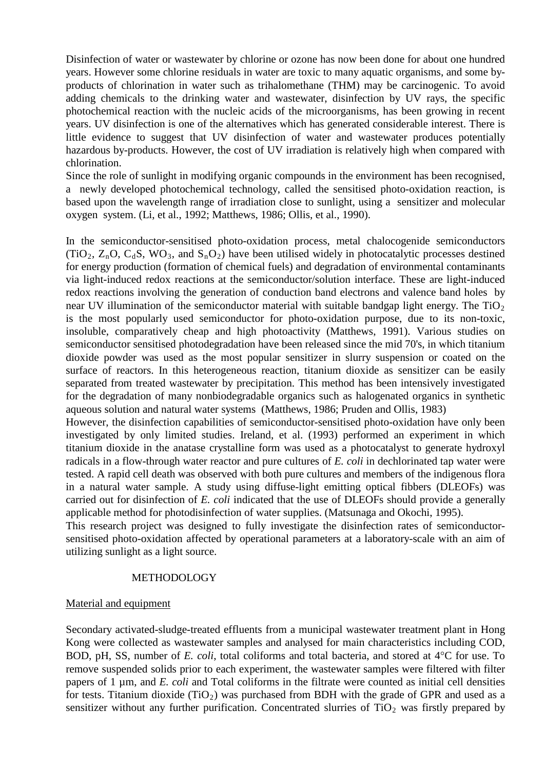Disinfection of water or wastewater by chlorine or ozone has now been done for about one hundred years. However some chlorine residuals in water are toxic to many aquatic organisms, and some by-products of chlorination in water such as trihalomethane (THM) may be carcinogenic. To avoid adding chemicals to the drinking water and wastewater, disinfection by UV rays, the specific photochemical reaction with the nucleic acids of the microorganisms, has been growing in recent years. UV disinfection is one of the alternatives which has generated considerable interest. There is little evidence to suggest that UV disinfection of water and wastewater produces potentially hazardous by-products. However, the cost of UV irradiation is relatively high when compared with chlorination.

Since the role of sunlight in modifying organic compounds in the environment has been recognised, a newly developed photochemical technology, called the sensitised photo-oxidation reaction, is based upon the wavelength range of irradiation close to sunlight, using a sensitizer and molecular oxygen system. (Li, et al., 1992; Matthews, 1986; Ollis, et al., 1990).

In the semiconductor-sensitised photo-oxidation process, metal chalocogenide semiconductors ($TiO_2$, $Z_nO$, $C_dS$, $WO_3$, and $S_nO_2$) have been utilised widely in photocatalytic processes destined for energy production (formation of chemical fuels) and degradation of environmental contaminants via light-induced redox reactions at the semiconductor/solution interface. These are light-induced redox reactions involving the generation of conduction band electrons and valence band holes by near UV illumination of the semiconductor material with suitable bandgap light energy. The $TiO_2$ is the most popularly used semiconductor for photo-oxidation purpose, due to its non-toxic, insoluble, comparatively cheap and high photoactivity (Matthews, 1991). Various studies on semiconductor sensitised photodegradation have been released since the mid 70's, in which titanium dioxide powder was used as the most popular sensitizer in slurry suspension or coated on the surface of reactors. In this heterogeneous reaction, titanium dioxide as sensitizer can be easily separated from treated wastewater by precipitation. This method has been intensively investigated for the degradation of many nonbiodegradable organics such as halogenated organics in synthetic aqueous solution and natural water systems (Matthews, 1986; Pruden and Ollis, 1983)

However, the disinfection capabilities of semiconductor-sensitised photo-oxidation have only been investigated by only limited studies. Ireland, et al. (1993) performed an experiment in which titanium dioxide in the anatase crystalline form was used as a photocatalyst to generate hydroxyl radicals in a flow-through water reactor and pure cultures of *E. coli* in dechlorinated tap water were tested. A rapid cell death was observed with both pure cultures and members of the indigenous flora in a natural water sample. A study using diffuse-light emitting optical fibbers (DLEOFs) was carried out for disinfection of *E. coli* indicated that the use of DLEOFs should provide a generally applicable method for photodisinfection of water supplies. (Matsunaga and Okochi, 1995).

This research project was designed to fully investigate the disinfection rates of semiconductor-sensitised photo-oxidation affected by operational parameters at a laboratory-scale with an aim of utilizing sunlight as a light source.

## METHODOLOGY

### Material and equipment

Secondary activated-sludge-treated effluents from a municipal wastewater treatment plant in Hong Kong were collected as wastewater samples and analysed for main characteristics including COD, BOD, pH, SS, number of *E. coli*, total coliforms and total bacteria, and stored at 4°C for use. To remove suspended solids prior to each experiment, the wastewater samples were filtered with filter papers of 1 µm, and *E. coli* and Total coliforms in the filtrate were counted as initial cell densities for tests. Titanium dioxide ($TiO_2$) was purchased from BDH with the grade of GPR and used as a sensitizer without any further purification. Concentrated slurries of $TiO_2$ was firstly prepared by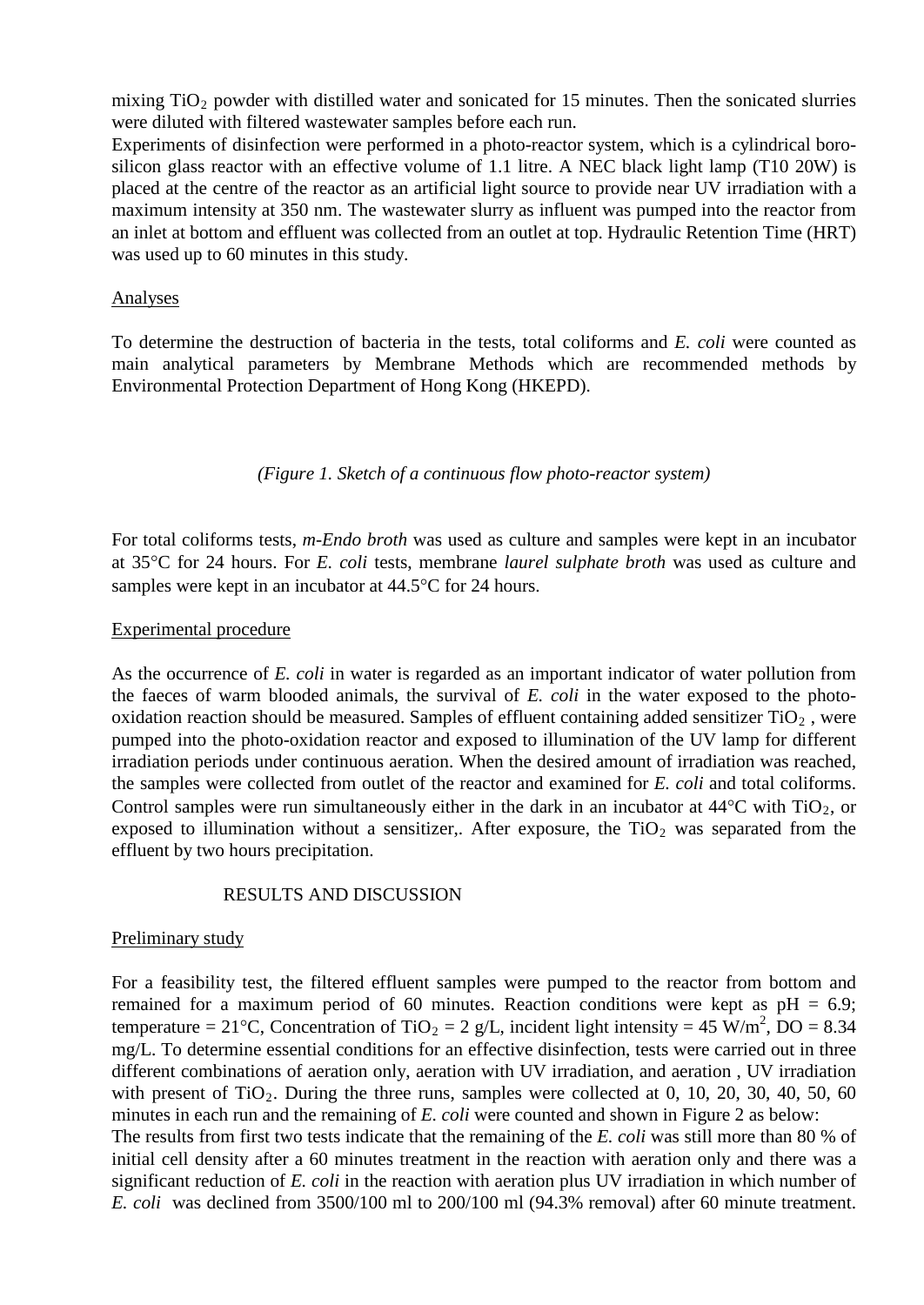mixing $TiO_2$ powder with distilled water and sonicated for 15 minutes. Then the sonicated slurries were diluted with filtered wastewater samples before each run.

Experiments of disinfection were performed in a photo-reactor system, which is a cylindrical boro-silicon glass reactor with an effective volume of 1.1 litre. A NEC black light lamp (T10 20W) is placed at the centre of the reactor as an artificial light source to provide near UV irradiation with a maximum intensity at 350 nm. The wastewater slurry as influent was pumped into the reactor from an inlet at bottom and effluent was collected from an outlet at top. Hydraulic Retention Time (HRT) was used up to 60 minutes in this study.

<u>Analyses</u>

To determine the destruction of bacteria in the tests, total coliforms and *E. coli* were counted as main analytical parameters by Membrane Methods which are recommended methods by Environmental Protection Department of Hong Kong (HKEPD).

*(Figure 1. Sketch of a continuous flow photo-reactor system)*

For total coliforms tests, *m-Endo broth* was used as culture and samples were kept in an incubator at 35°C for 24 hours. For *E. coli* tests, membrane *laurel sulphate broth* was used as culture and samples were kept in an incubator at 44.5°C for 24 hours.

<u>Experimental procedure</u>

As the occurrence of *E. coli* in water is regarded as an important indicator of water pollution from the faeces of warm blooded animals, the survival of *E. coli* in the water exposed to the photo-oxidation reaction should be measured. Samples of effluent containing added sensitizer $TiO_2$ , were pumped into the photo-oxidation reactor and exposed to illumination of the UV lamp for different irradiation periods under continuous aeration. When the desired amount of irradiation was reached, the samples were collected from outlet of the reactor and examined for *E. coli* and total coliforms. Control samples were run simultaneously either in the dark in an incubator at 44°C with $TiO_2$, or exposed to illumination without a sensitizer,. After exposure, the $TiO_2$ was separated from the effluent by two hours precipitation.

## RESULTS AND DISCUSSION

<u>Preliminary study</u>

For a feasibility test, the filtered effluent samples were pumped to the reactor from bottom and remained for a maximum period of 60 minutes. Reaction conditions were kept as pH = 6.9; temperature = 21°C, Concentration of $TiO_2$ = 2 g/L, incident light intensity = 45 W/m$^2$, DO = 8.34 mg/L. To determine essential conditions for an effective disinfection, tests were carried out in three different combinations of aeration only, aeration with UV irradiation, and aeration , UV irradiation with present of $TiO_2$. During the three runs, samples were collected at 0, 10, 20, 30, 40, 50, 60 minutes in each run and the remaining of *E. coli* were counted and shown in Figure 2 as below:

The results from first two tests indicate that the remaining of the *E. coli* was still more than 80 % of initial cell density after a 60 minutes treatment in the reaction with aeration only and there was a significant reduction of *E. coli* in the reaction with aeration plus UV irradiation in which number of *E. coli* was declined from 3500/100 ml to 200/100 ml (94.3% removal) after 60 minute treatment.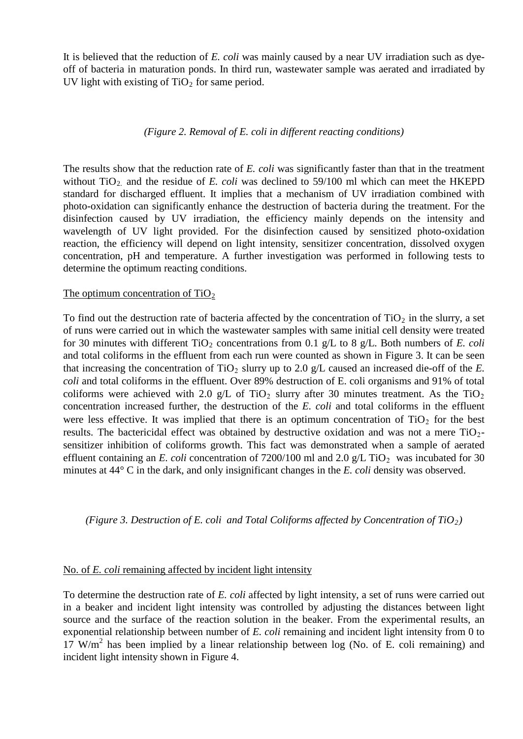It is believed that the reduction of *E. coli* was mainly caused by a near UV irradiation such as dye-off of bacteria in maturation ponds. In third run, wastewater sample was aerated and irradiated by UV light with existing of $TiO_2$ for same period.

*(Figure 2. Removal of E. coli in different reacting conditions)*

The results show that the reduction rate of *E. coli* was significantly faster than that in the treatment without $TiO_2$. and the residue of *E. coli* was declined to 59/100 ml which can meet the HKEPD standard for discharged effluent. It implies that a mechanism of UV irradiation combined with photo-oxidation can significantly enhance the destruction of bacteria during the treatment. For the disinfection caused by UV irradiation, the efficiency mainly depends on the intensity and wavelength of UV light provided. For the disinfection caused by sensitized photo-oxidation reaction, the efficiency will depend on light intensity, sensitizer concentration, dissolved oxygen concentration, pH and temperature. A further investigation was performed in following tests to determine the optimum reacting conditions.

The optimum concentration of $TiO_2$

To find out the destruction rate of bacteria affected by the concentration of $TiO_2$ in the slurry, a set of runs were carried out in which the wastewater samples with same initial cell density were treated for 30 minutes with different $TiO_2$ concentrations from 0.1 g/L to 8 g/L. Both numbers of *E. coli* and total coliforms in the effluent from each run were counted as shown in Figure 3. It can be seen that increasing the concentration of $TiO_2$ slurry up to 2.0 g/L caused an increased die-off of the *E. coli* and total coliforms in the effluent. Over 89% destruction of E. coli organisms and 91% of total coliforms were achieved with 2.0 g/L of $TiO_2$ slurry after 30 minutes treatment. As the $TiO_2$ concentration increased further, the destruction of the *E. coli* and total coliforms in the effluent were less effective. It was implied that there is an optimum concentration of $TiO_2$ for the best results. The bactericidal effect was obtained by destructive oxidation and was not a mere $TiO_2$-sensitizer inhibition of coliforms growth. This fact was demonstrated when a sample of aerated effluent containing an *E. coli* concentration of 7200/100 ml and 2.0 g/L $TiO_2$ was incubated for 30 minutes at 44° C in the dark, and only insignificant changes in the *E. coli* density was observed.

*(Figure 3. Destruction of E. coli and Total Coliforms affected by Concentration of $TiO_2$)*

No. of *E. coli* remaining affected by incident light intensity

To determine the destruction rate of *E. coli* affected by light intensity, a set of runs were carried out in a beaker and incident light intensity was controlled by adjusting the distances between light source and the surface of the reaction solution in the beaker. From the experimental results, an exponential relationship between number of *E. coli* remaining and incident light intensity from 0 to 17 $W/m^2$ has been implied by a linear relationship between log (No. of E. coli remaining) and incident light intensity shown in Figure 4.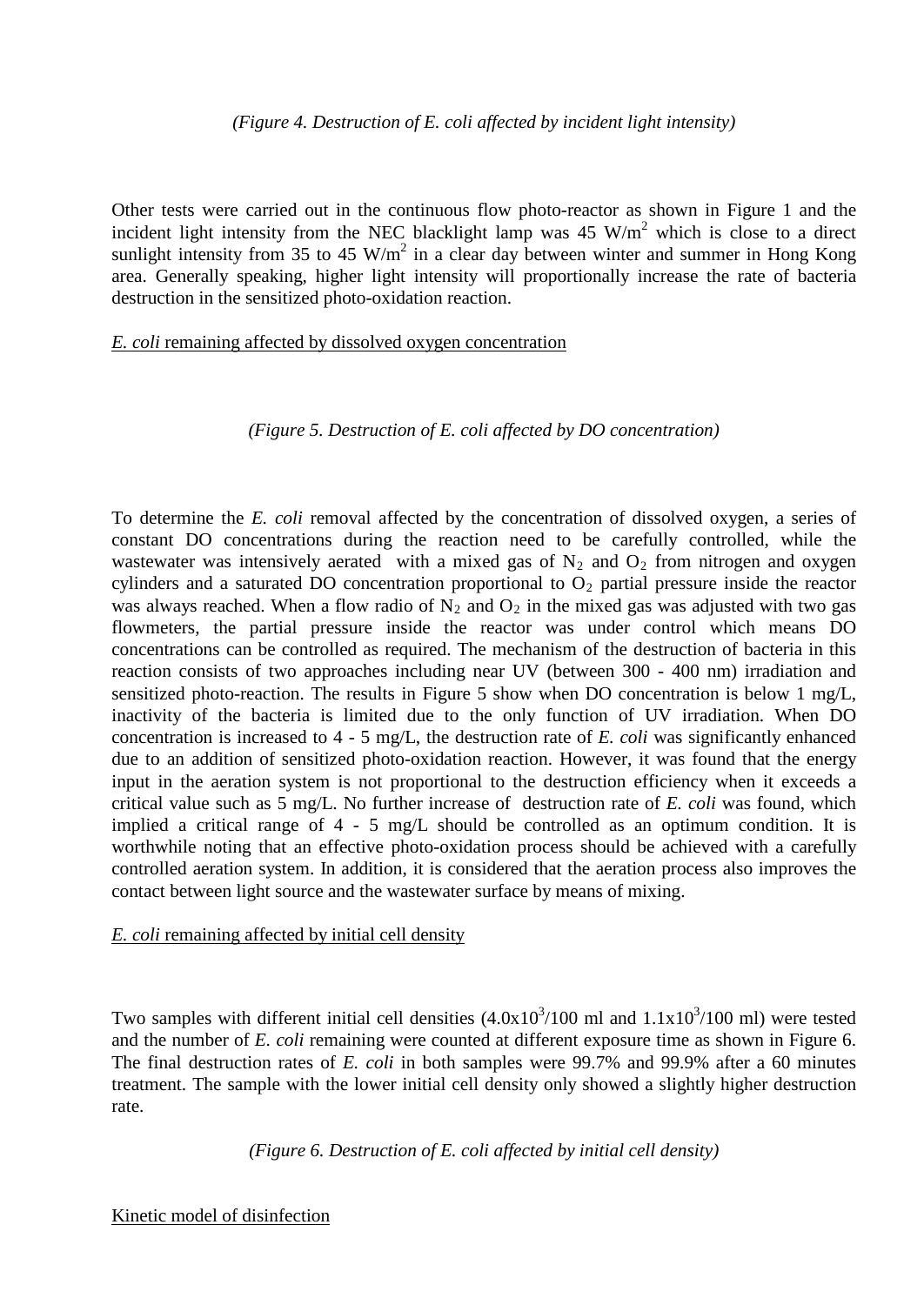*(Figure 4. Destruction of E. coli affected by incident light intensity)*

Other tests were carried out in the continuous flow photo-reactor as shown in Figure 1 and the incident light intensity from the NEC blacklight lamp was 45 $W/m^2$ which is close to a direct sunlight intensity from 35 to 45 $W/m^2$ in a clear day between winter and summer in Hong Kong area. Generally speaking, higher light intensity will proportionally increase the rate of bacteria destruction in the sensitized photo-oxidation reaction.

*E. coli* remaining affected by dissolved oxygen concentration

*(Figure 5. Destruction of E. coli affected by DO concentration)*

To determine the *E. coli* removal affected by the concentration of dissolved oxygen, a series of constant DO concentrations during the reaction need to be carefully controlled, while the wastewater was intensively aerated with a mixed gas of $N_2$ and $O_2$ from nitrogen and oxygen cylinders and a saturated DO concentration proportional to $O_2$ partial pressure inside the reactor was always reached. When a flow radio of $N_2$ and $O_2$ in the mixed gas was adjusted with two gas flowmeters, the partial pressure inside the reactor was under control which means DO concentrations can be controlled as required. The mechanism of the destruction of bacteria in this reaction consists of two approaches including near UV (between 300 - 400 nm) irradiation and sensitized photo-reaction. The results in Figure 5 show when DO concentration is below 1 mg/L, inactivity of the bacteria is limited due to the only function of UV irradiation. When DO concentration is increased to 4 - 5 mg/L, the destruction rate of *E. coli* was significantly enhanced due to an addition of sensitized photo-oxidation reaction. However, it was found that the energy input in the aeration system is not proportional to the destruction efficiency when it exceeds a critical value such as 5 mg/L. No further increase of destruction rate of *E. coli* was found, which implied a critical range of 4 - 5 mg/L should be controlled as an optimum condition. It is worthwhile noting that an effective photo-oxidation process should be achieved with a carefully controlled aeration system. In addition, it is considered that the aeration process also improves the contact between light source and the wastewater surface by means of mixing.

*E. coli* remaining affected by initial cell density

Two samples with different initial cell densities ($4.0x10^3$/100 ml and $1.1x10^3$/100 ml) were tested and the number of *E. coli* remaining were counted at different exposure time as shown in Figure 6. The final destruction rates of *E. coli* in both samples were 99.7% and 99.9% after a 60 minutes treatment. The sample with the lower initial cell density only showed a slightly higher destruction rate.

*(Figure 6. Destruction of E. coli affected by initial cell density)*

Kinetic model of disinfection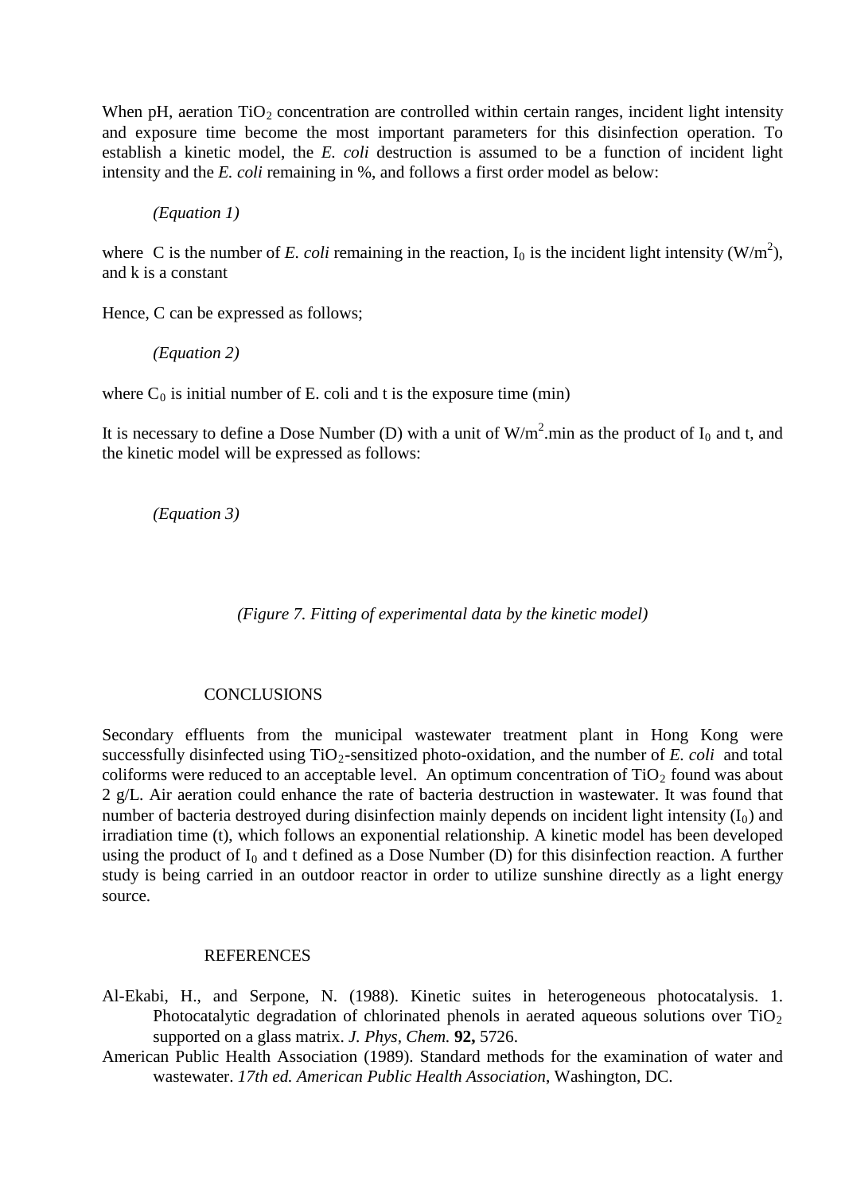When pH, aeration $TiO_2$ concentration are controlled within certain ranges, incident light intensity and exposure time become the most important parameters for this disinfection operation. To establish a kinetic model, the *E. coli* destruction is assumed to be a function of incident light intensity and the *E. coli* remaining in %, and follows a first order model as below:

*(Equation 1)*

where C is the number of *E. coli* remaining in the reaction, $I_0$ is the incident light intensity ($W/m^2$), and k is a constant

Hence, C can be expressed as follows;

*(Equation 2)*

where $C_0$ is initial number of E. coli and t is the exposure time (min)

It is necessary to define a Dose Number (D) with a unit of $W/m^2$.min as the product of $I_0$ and t, and the kinetic model will be expressed as follows:

*(Equation 3)*

*(Figure 7. Fitting of experimental data by the kinetic model)*

## CONCLUSIONS

Secondary effluents from the municipal wastewater treatment plant in Hong Kong were successfully disinfected using $TiO_2$-sensitized photo-oxidation, and the number of *E. coli* and total coliforms were reduced to an acceptable level. An optimum concentration of $TiO_2$ found was about 2 g/L. Air aeration could enhance the rate of bacteria destruction in wastewater. It was found that number of bacteria destroyed during disinfection mainly depends on incident light intensity ($I_0$) and irradiation time (t), which follows an exponential relationship. A kinetic model has been developed using the product of $I_0$ and t defined as a Dose Number (D) for this disinfection reaction. A further study is being carried in an outdoor reactor in order to utilize sunshine directly as a light energy source.

## REFERENCES

Al-Ekabi, H., and Serpone, N. (1988). Kinetic suites in heterogeneous photocatalysis. 1. Photocatalytic degradation of chlorinated phenols in aerated aqueous solutions over $TiO_2$ supported on a glass matrix. *J. Phys, Chem.* **92,** 5726.

American Public Health Association (1989). Standard methods for the examination of water and wastewater. *17th ed. American Public Health Association*, Washington, DC.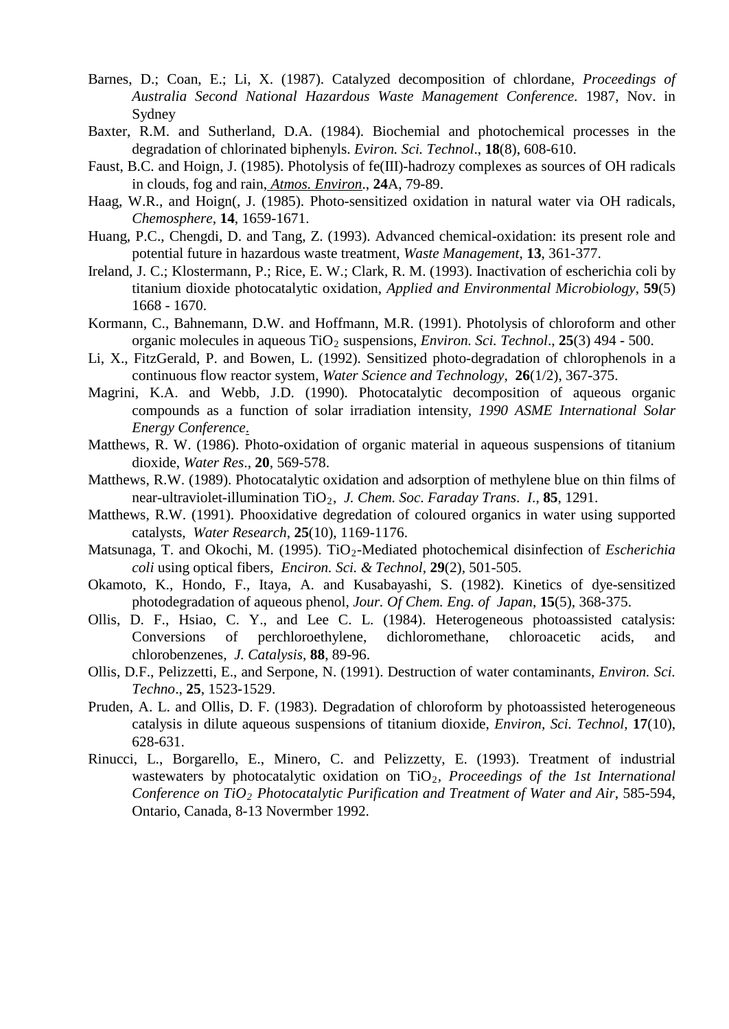Barnes, D.; Coan, E.; Li, X. (1987). Catalyzed decomposition of chlordane, *Proceedings of Australia Second National Hazardous Waste Management Conference*. 1987, Nov. in Sydney

Baxter, R.M. and Sutherland, D.A. (1984). Biochemial and photochemical processes in the degradation of chlorinated biphenyls. *Eviron. Sci. Technol*., **18**(8), 608-610.

Faust, B.C. and Hoign, J. (1985). Photolysis of fe(III)-hadrozy complexes as sources of OH radicals in clouds, fog and rain, *Atmos. Environ*., **24**A, 79-89.

Haag, W.R., and Hoign(, J. (1985). Photo-sensitized oxidation in natural water via OH radicals, *Chemosphere*, **14**, 1659-1671.

Huang, P.C., Chengdi, D. and Tang, Z. (1993). Advanced chemical-oxidation: its present role and potential future in hazardous waste treatment, *Waste Management*, **13**, 361-377.

Ireland, J. C.; Klostermann, P.; Rice, E. W.; Clark, R. M. (1993). Inactivation of escherichia coli by titanium dioxide photocatalytic oxidation, *Applied and Environmental Microbiology*, **59**(5) 1668 - 1670.

Kormann, C., Bahnemann, D.W. and Hoffmann, M.R. (1991). Photolysis of chloroform and other organic molecules in aqueous $TiO_2$ suspensions, *Environ. Sci. Technol*., **25**(3) 494 - 500.

Li, X., FitzGerald, P. and Bowen, L. (1992). Sensitized photo-degradation of chlorophenols in a continuous flow reactor system, *Water Science and Technology*, **26**(1/2), 367-375.

Magrini, K.A. and Webb, J.D. (1990). Photocatalytic decomposition of aqueous organic compounds as a function of solar irradiation intensity, *1990 ASME International Solar Energy Conference*.

Matthews, R. W. (1986). Photo-oxidation of organic material in aqueous suspensions of titanium dioxide, *Water Res*., **20**, 569-578.

Matthews, R.W. (1989). Photocatalytic oxidation and adsorption of methylene blue on thin films of near-ultraviolet-illumination $TiO_2$, *J. Chem. Soc. Faraday Trans. I.*, **85**, 1291.

Matthews, R.W. (1991). Phooxidative degredation of coloured organics in water using supported catalysts, *Water Research*, **25**(10), 1169-1176.

Matsunaga, T. and Okochi, M. (1995). $TiO_2$-Mediated photochemical disinfection of *Escherichia coli* using optical fibers, *Enciron. Sci. & Technol*, **29**(2), 501-505.

Okamoto, K., Hondo, F., Itaya, A. and Kusabayashi, S. (1982). Kinetics of dye-sensitized photodegradation of aqueous phenol, *Jour. Of Chem. Eng. of Japan*, **15**(5), 368-375.

Ollis, D. F., Hsiao, C. Y., and Lee C. L. (1984). Heterogeneous photoassisted catalysis: Conversions of perchloroethylene, dichloromethane, chloroacetic acids, and chlorobenzenes, *J. Catalysis*, **88**, 89-96.

Ollis, D.F., Pelizzetti, E., and Serpone, N. (1991). Destruction of water contaminants, *Environ. Sci. Techno*., **25**, 1523-1529.

Pruden, A. L. and Ollis, D. F. (1983). Degradation of chloroform by photoassisted heterogeneous catalysis in dilute aqueous suspensions of titanium dioxide, *Environ, Sci. Technol*, **17**(10), 628-631.

Rinucci, L., Borgarello, E., Minero, C. and Pelizzetty, E. (1993). Treatment of industrial wastewaters by photocatalytic oxidation on $TiO_2$, *Proceedings of the 1st International Conference on $TiO_2$ Photocatalytic Purification and Treatment of Water and Air*, 585-594, Ontario, Canada, 8-13 Novermber 1992.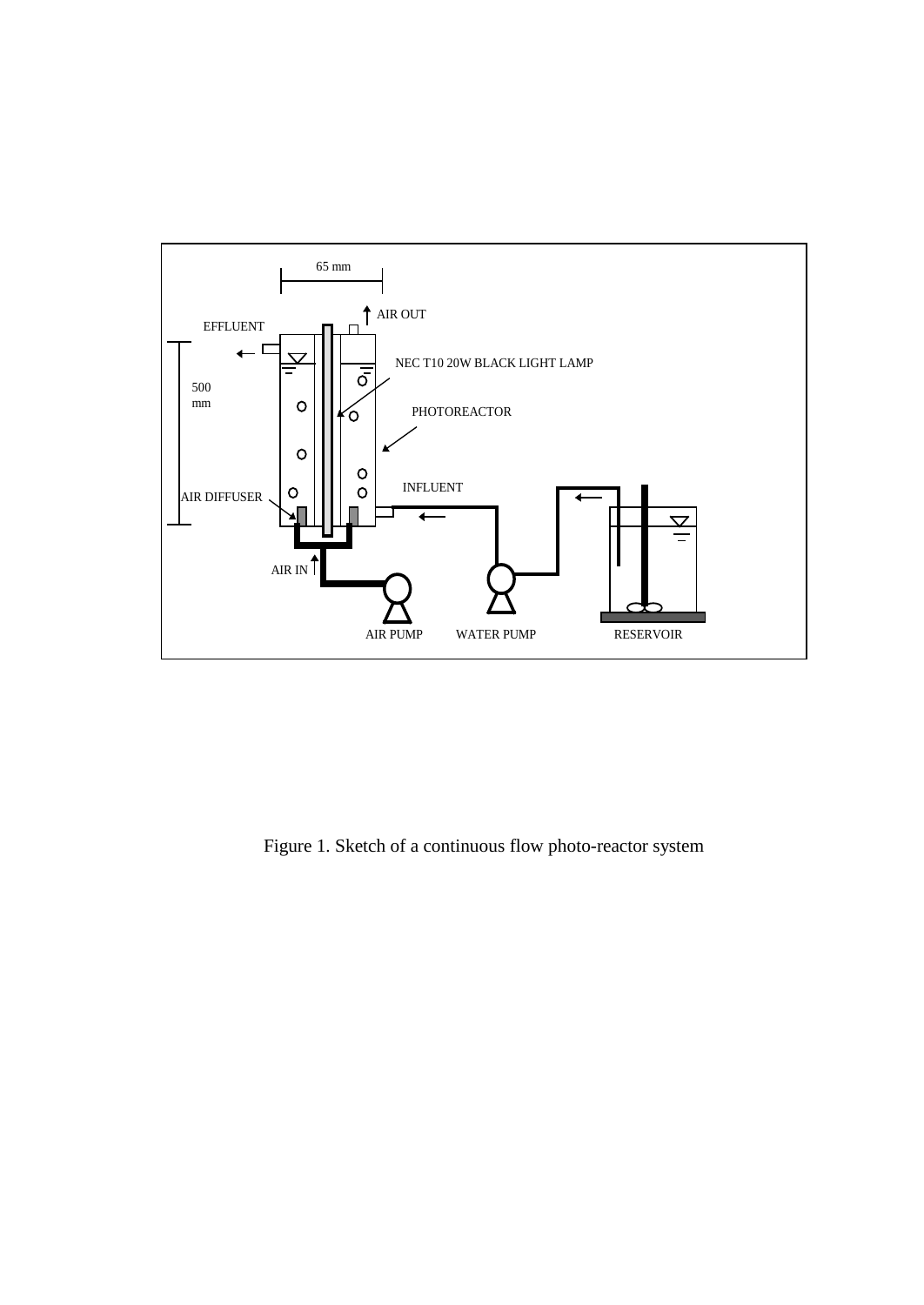Figure 1. Sketch of a continuous flow photo-reactor system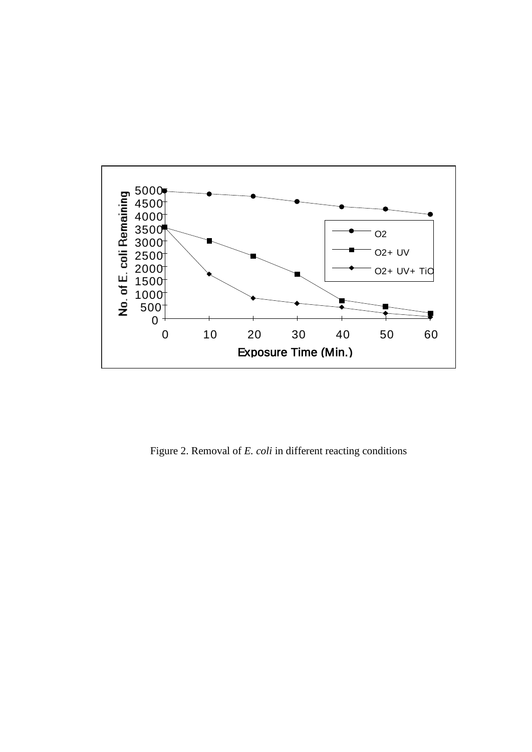Figure 2. Removal of *E. coli* in different reacting conditions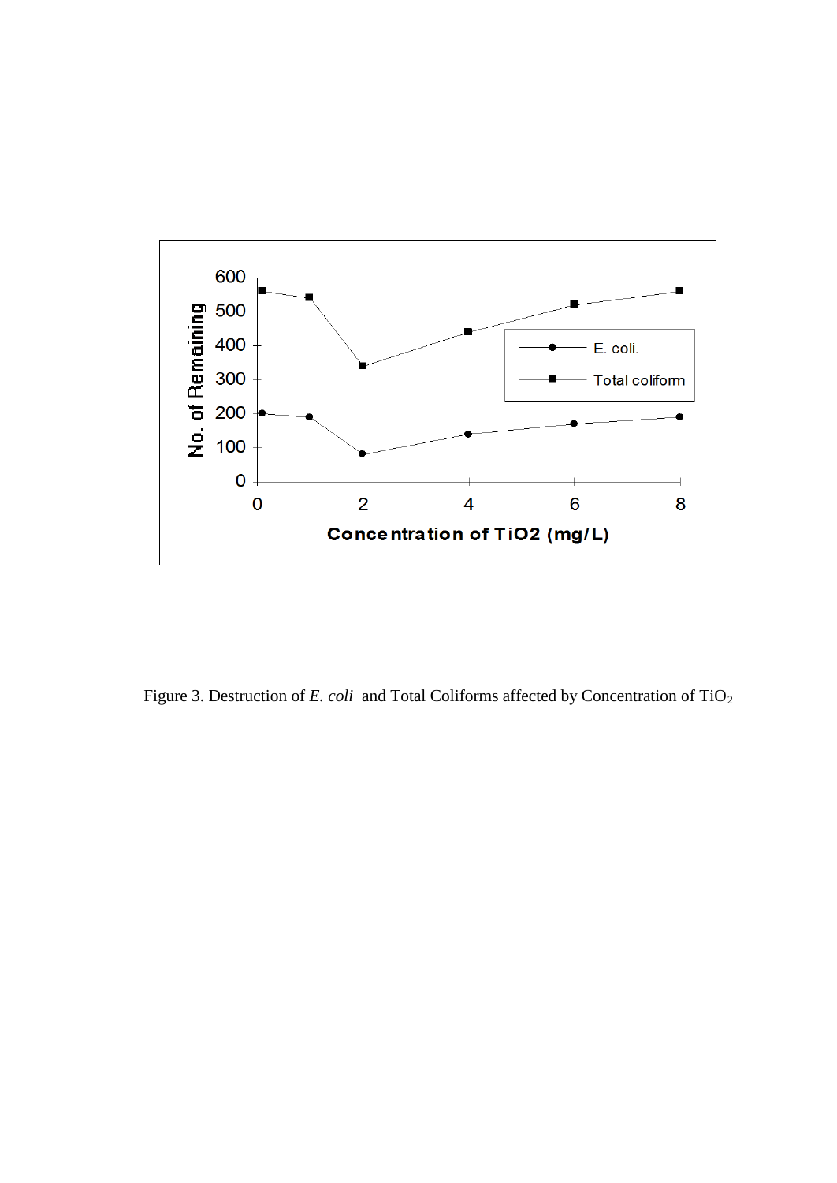Figure 3. Destruction of *E. coli* and Total Coliforms affected by Concentration of $TiO_2$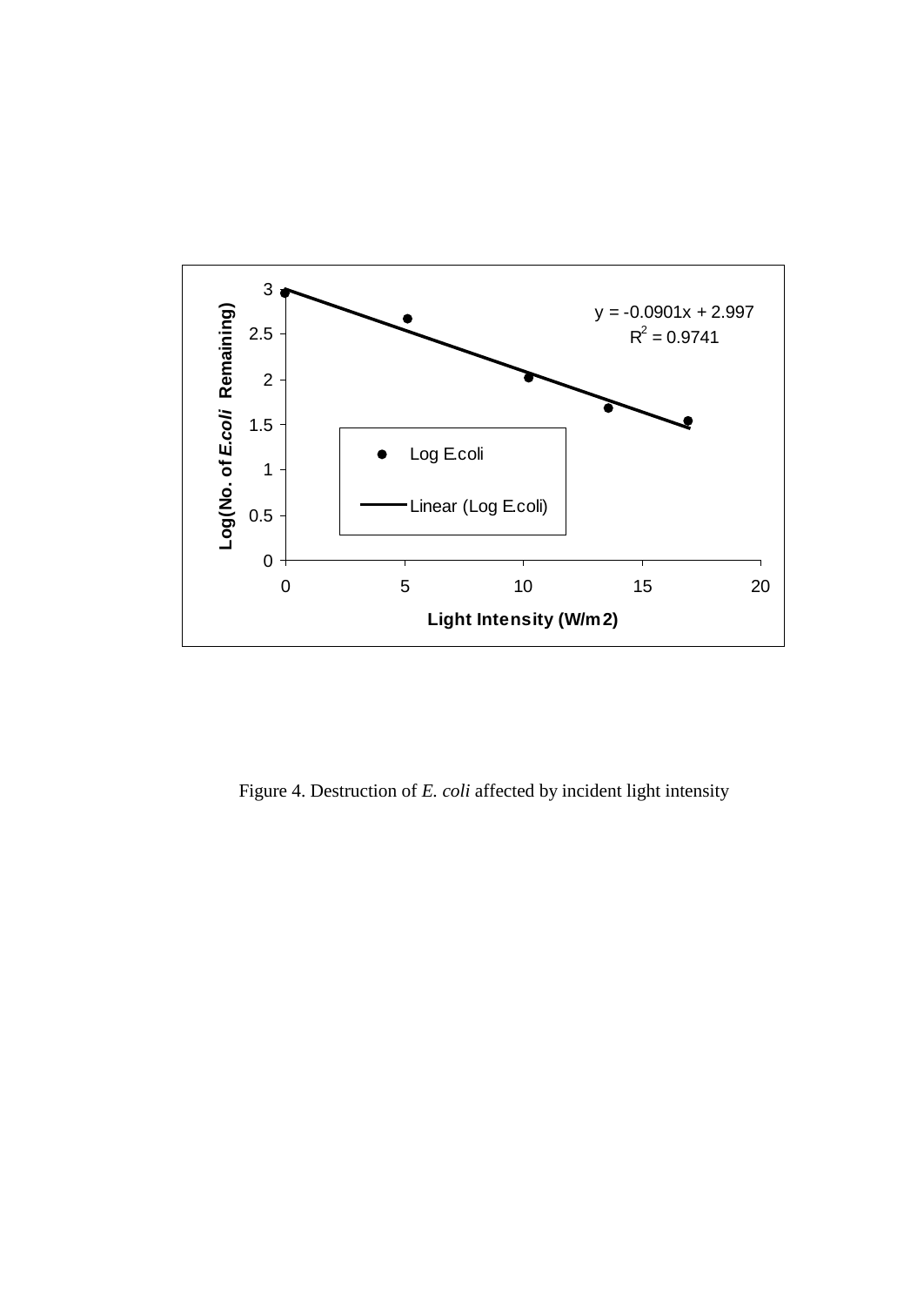Figure 4. Destruction of *E. coli* affected by incident light intensity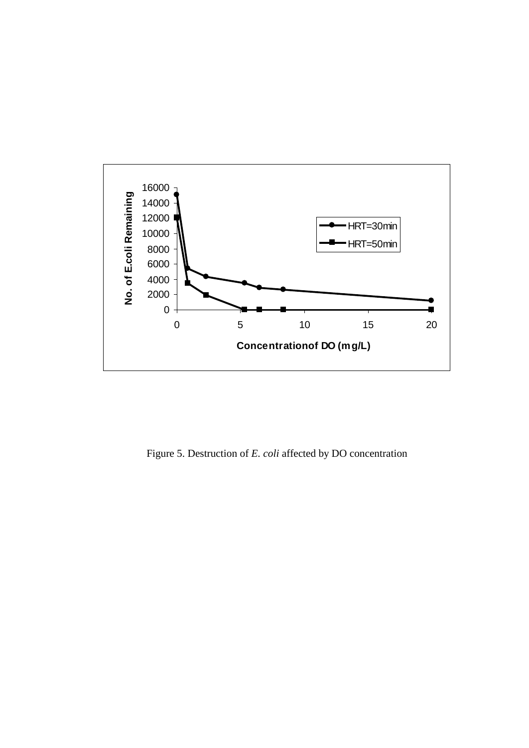Figure 5. Destruction of *E. coli* affected by DO concentration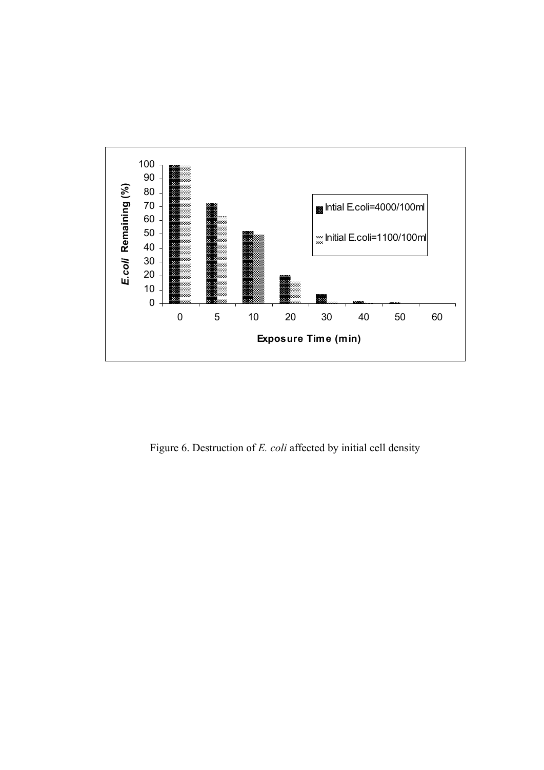Figure 6. Destruction of *E. coli* affected by initial cell density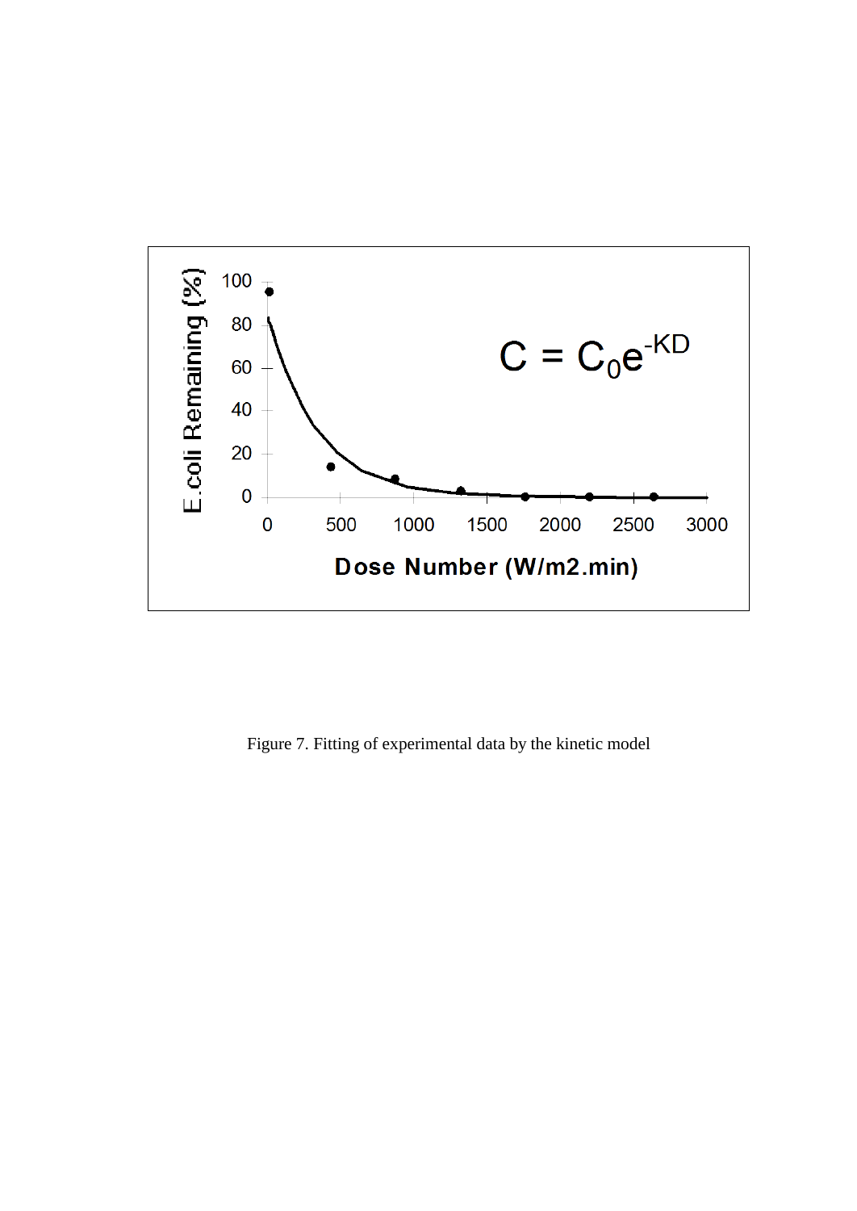Figure 7. Fitting of experimental data by the kinetic model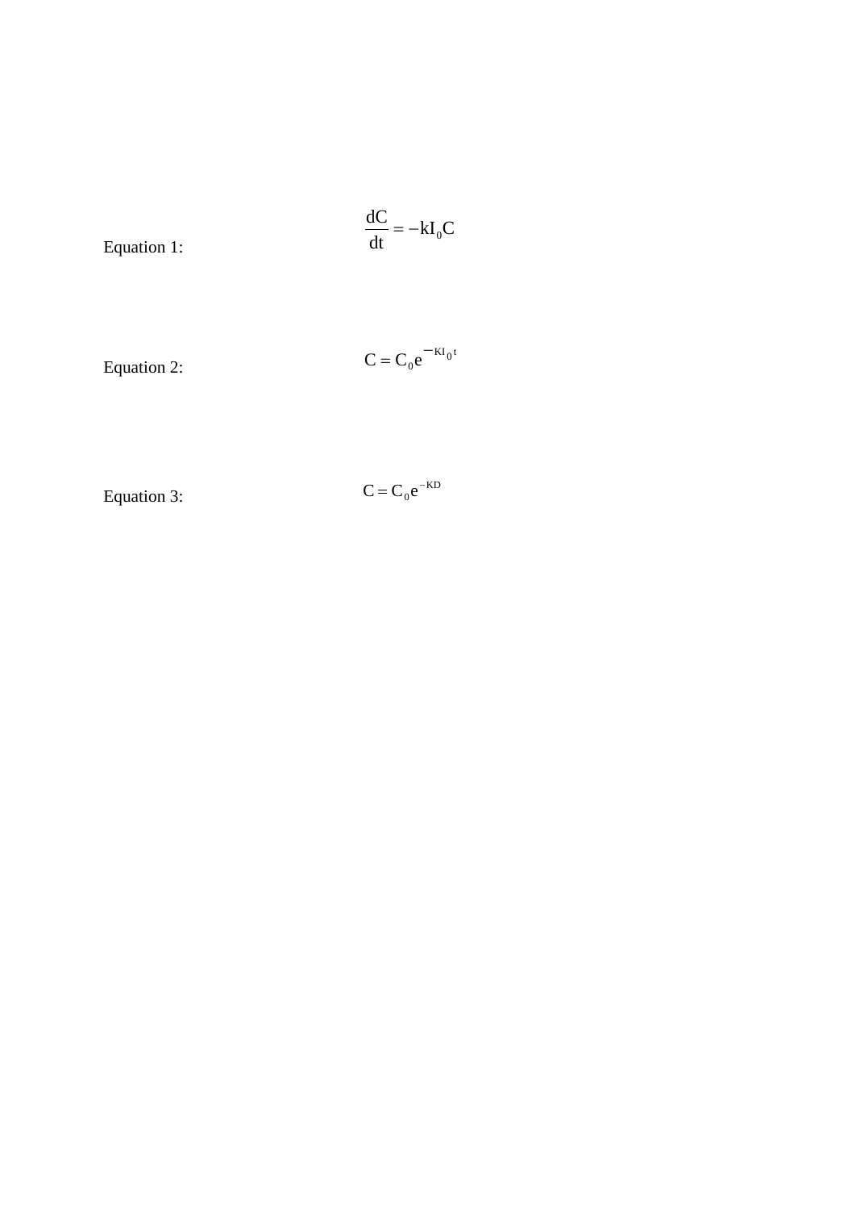Equation 1:

$$\frac{dC}{dt} = -kI_0C$$

Equation 2:

$$C = C_0e^{-KI_0t}$$

Equation 3:

$$C = C_0e^{-KD}$$